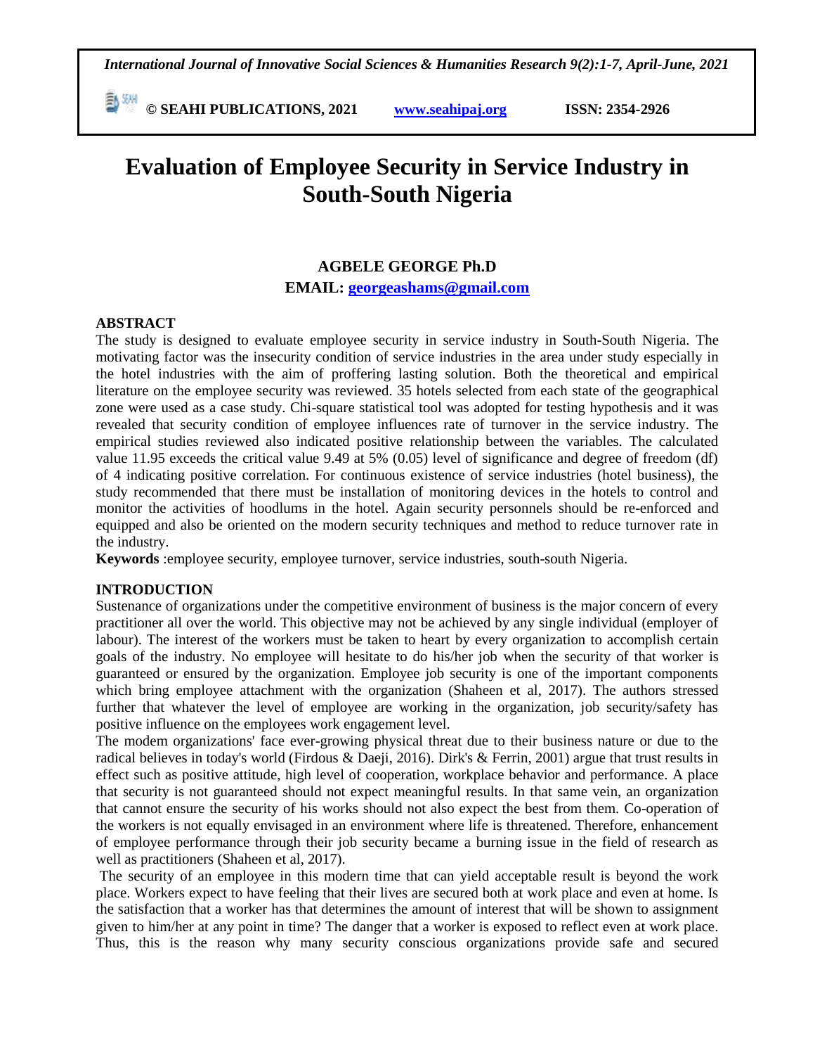# Evaluation of Employee Security in Service Industry in South-South Nigeria

**AGBELE GEORGE Ph.D**

**EMAIL: georgeashams@gmail.com**

**ABSTRACT**

The study is designed to evaluate employee security in service industry in South-South Nigeria. The motivating factor was the insecurity condition of service industries in the area under study especially in the hotel industries with the aim of proffering lasting solution. Both the theoretical and empirical literature on the employee security was reviewed. 35 hotels selected from each state of the geographical zone were used as a case study. Chi-square statistical tool was adopted for testing hypothesis and it was revealed that security condition of employee influences rate of turnover in the service industry. The empirical studies reviewed also indicated positive relationship between the variables. The calculated value 11.95 exceeds the critical value 9.49 at 5% (0.05) level of significance and degree of freedom (df) of 4 indicating positive correlation. For continuous existence of service industries (hotel business), the study recommended that there must be installation of monitoring devices in the hotels to control and monitor the activities of hoodlums in the hotel. Again security personnels should be re-enforced and equipped and also be oriented on the modern security techniques and method to reduce turnover rate in the industry.

**Keywords** :employee security, employee turnover, service industries, south-south Nigeria.

## INTRODUCTION

Sustenance of organizations under the competitive environment of business is the major concern of every practitioner all over the world. This objective may not be achieved by any single individual (employer of labour). The interest of the workers must be taken to heart by every organization to accomplish certain goals of the industry. No employee will hesitate to do his/her job when the security of that worker is guaranteed or ensured by the organization. Employee job security is one of the important components which bring employee attachment with the organization (Shaheen et al, 2017). The authors stressed further that whatever the level of employee are working in the organization, job security/safety has positive influence on the employees work engagement level.

The modem organizations' face ever-growing physical threat due to their business nature or due to the radical believes in today's world (Firdous & Daeji, 2016). Dirk's & Ferrin, 2001) argue that trust results in effect such as positive attitude, high level of cooperation, workplace behavior and performance. A place that security is not guaranteed should not expect meaningful results. In that same vein, an organization that cannot ensure the security of his works should not also expect the best from them. Co-operation of the workers is not equally envisaged in an environment where life is threatened. Therefore, enhancement of employee performance through their job security became a burning issue in the field of research as well as practitioners (Shaheen et al, 2017).

The security of an employee in this modern time that can yield acceptable result is beyond the work place. Workers expect to have feeling that their lives are secured both at work place and even at home. Is the satisfaction that a worker has that determines the amount of interest that will be shown to assignment given to him/her at any point in time? The danger that a worker is exposed to reflect even at work place. Thus, this is the reason why many security conscious organizations provide safe and secured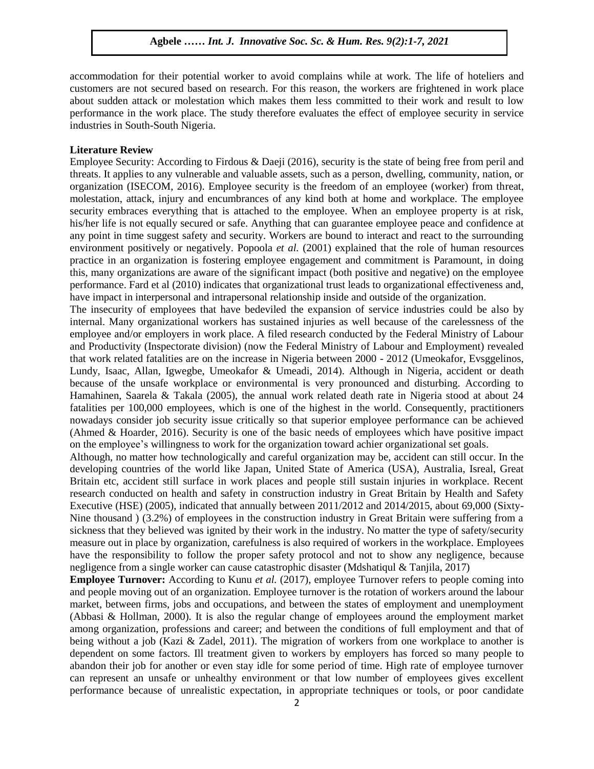accommodation for their potential worker to avoid complains while at work. The life of hoteliers and customers are not secured based on research. For this reason, the workers are frightened in work place about sudden attack or molestation which makes them less committed to their work and result to low performance in the work place. The study therefore evaluates the effect of employee security in service industries in South-South Nigeria.

## Literature Review

Employee Security: According to Firdous & Daeji (2016), security is the state of being free from peril and threats. It applies to any vulnerable and valuable assets, such as a person, dwelling, community, nation, or organization (ISECOM, 2016). Employee security is the freedom of an employee (worker) from threat, molestation, attack, injury and encumbrances of any kind both at home and workplace. The employee security embraces everything that is attached to the employee. When an employee property is at risk, his/her life is not equally secured or safe. Anything that can guarantee employee peace and confidence at any point in time suggest safety and security. Workers are bound to interact and react to the surrounding environment positively or negatively. Popoola *et al.* (2001) explained that the role of human resources practice in an organization is fostering employee engagement and commitment is Paramount, in doing this, many organizations are aware of the significant impact (both positive and negative) on the employee performance. Fard et al (2010) indicates that organizational trust leads to organizational effectiveness and, have impact in interpersonal and intrapersonal relationship inside and outside of the organization.

The insecurity of employees that have bedeviled the expansion of service industries could be also by internal. Many organizational workers has sustained injuries as well because of the carelessness of the employee and/or employers in work place. A filed research conducted by the Federal Ministry of Labour and Productivity (Inspectorate division) (now the Federal Ministry of Labour and Employment) revealed that work related fatalities are on the increase in Nigeria between 2000 - 2012 (Umeokafor, Evsggelinos, Lundy, Isaac, Allan, Igwegbe, Umeokafor & Umeadi, 2014). Although in Nigeria, accident or death because of the unsafe workplace or environmental is very pronounced and disturbing. According to Hamahinen, Saarela & Takala (2005), the annual work related death rate in Nigeria stood at about 24 fatalities per 100,000 employees, which is one of the highest in the world. Consequently, practitioners nowadays consider job security issue critically so that superior employee performance can be achieved (Ahmed & Hoarder, 2016). Security is one of the basic needs of employees which have positive impact on the employee's willingness to work for the organization toward achier organizational set goals.

Although, no matter how technologically and careful organization may be, accident can still occur. In the developing countries of the world like Japan, United State of America (USA), Australia, Isreal, Great Britain etc, accident still surface in work places and people still sustain injuries in workplace. Recent research conducted on health and safety in construction industry in Great Britain by Health and Safety Executive (HSE) (2005), indicated that annually between 2011/2012 and 2014/2015, about 69,000 (Sixty-Nine thousand ) (3.2%) of employees in the construction industry in Great Britain were suffering from a sickness that they believed was ignited by their work in the industry. No matter the type of safety/security measure out in place by organization, carefulness is also required of workers in the workplace. Employees have the responsibility to follow the proper safety protocol and not to show any negligence, because negligence from a single worker can cause catastrophic disaster (Mdshatiqul & Tanjila, 2017)

**Employee Turnover:** According to Kunu *et al.* (2017), employee Turnover refers to people coming into and people moving out of an organization. Employee turnover is the rotation of workers around the labour market, between firms, jobs and occupations, and between the states of employment and unemployment (Abbasi & Hollman, 2000). It is also the regular change of employees around the employment market among organization, professions and career; and between the conditions of full employment and that of being without a job (Kazi & Zadel, 2011). The migration of workers from one workplace to another is dependent on some factors. Ill treatment given to workers by employers has forced so many people to abandon their job for another or even stay idle for some period of time. High rate of employee turnover can represent an unsafe or unhealthy environment or that low number of employees gives excellent performance because of unrealistic expectation, in appropriate techniques or tools, or poor candidate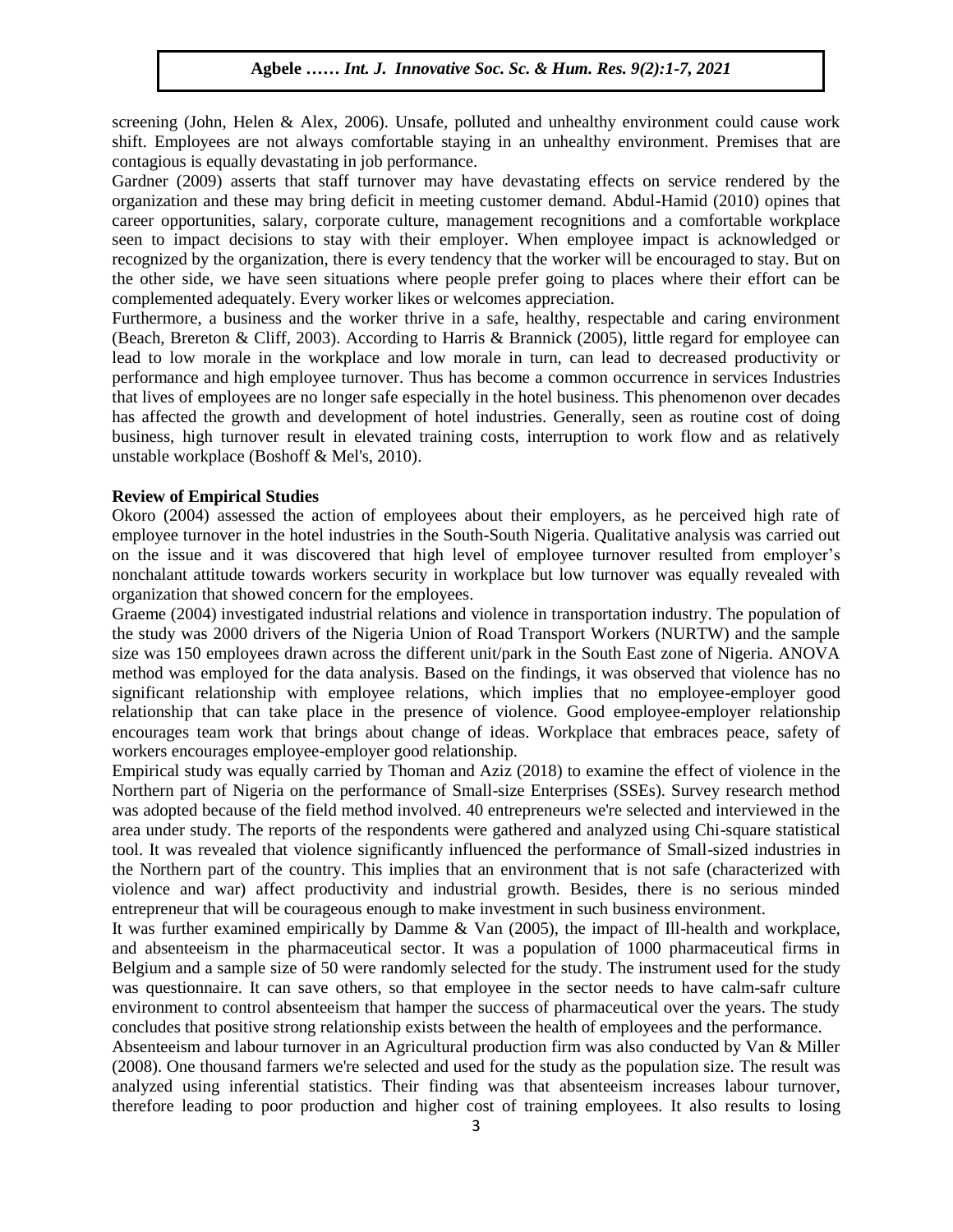screening (John, Helen & Alex, 2006). Unsafe, polluted and unhealthy environment could cause work shift. Employees are not always comfortable staying in an unhealthy environment. Premises that are contagious is equally devastating in job performance.

Gardner (2009) asserts that staff turnover may have devastating effects on service rendered by the organization and these may bring deficit in meeting customer demand. Abdul-Hamid (2010) opines that career opportunities, salary, corporate culture, management recognitions and a comfortable workplace seen to impact decisions to stay with their employer. When employee impact is acknowledged or recognized by the organization, there is every tendency that the worker will be encouraged to stay. But on the other side, we have seen situations where people prefer going to places where their effort can be complemented adequately. Every worker likes or welcomes appreciation.

Furthermore, a business and the worker thrive in a safe, healthy, respectable and caring environment (Beach, Brereton & Cliff, 2003). According to Harris & Brannick (2005), little regard for employee can lead to low morale in the workplace and low morale in turn, can lead to decreased productivity or performance and high employee turnover. Thus has become a common occurrence in services Industries that lives of employees are no longer safe especially in the hotel business. This phenomenon over decades has affected the growth and development of hotel industries. Generally, seen as routine cost of doing business, high turnover result in elevated training costs, interruption to work flow and as relatively unstable workplace (Boshoff & Mel's, 2010).

**Review of Empirical Studies**

Okoro (2004) assessed the action of employees about their employers, as he perceived high rate of employee turnover in the hotel industries in the South-South Nigeria. Qualitative analysis was carried out on the issue and it was discovered that high level of employee turnover resulted from employer's nonchalant attitude towards workers security in workplace but low turnover was equally revealed with organization that showed concern for the employees.

Graeme (2004) investigated industrial relations and violence in transportation industry. The population of the study was 2000 drivers of the Nigeria Union of Road Transport Workers (NURTW) and the sample size was 150 employees drawn across the different unit/park in the South East zone of Nigeria. ANOVA method was employed for the data analysis. Based on the findings, it was observed that violence has no significant relationship with employee relations, which implies that no employee-employer good relationship that can take place in the presence of violence. Good employee-employer relationship encourages team work that brings about change of ideas. Workplace that embraces peace, safety of workers encourages employee-employer good relationship.

Empirical study was equally carried by Thoman and Aziz (2018) to examine the effect of violence in the Northern part of Nigeria on the performance of Small-size Enterprises (SSEs). Survey research method was adopted because of the field method involved. 40 entrepreneurs we're selected and interviewed in the area under study. The reports of the respondents were gathered and analyzed using Chi-square statistical tool. It was revealed that violence significantly influenced the performance of Small-sized industries in the Northern part of the country. This implies that an environment that is not safe (characterized with violence and war) affect productivity and industrial growth. Besides, there is no serious minded entrepreneur that will be courageous enough to make investment in such business environment.

It was further examined empirically by Damme & Van (2005), the impact of Ill-health and workplace, and absenteeism in the pharmaceutical sector. It was a population of 1000 pharmaceutical firms in Belgium and a sample size of 50 were randomly selected for the study. The instrument used for the study was questionnaire. It can save others, so that employee in the sector needs to have calm-safr culture environment to control absenteeism that hamper the success of pharmaceutical over the years. The study concludes that positive strong relationship exists between the health of employees and the performance.

Absenteeism and labour turnover in an Agricultural production firm was also conducted by Van & Miller (2008). One thousand farmers we're selected and used for the study as the population size. The result was analyzed using inferential statistics. Their finding was that absenteeism increases labour turnover, therefore leading to poor production and higher cost of training employees. It also results to losing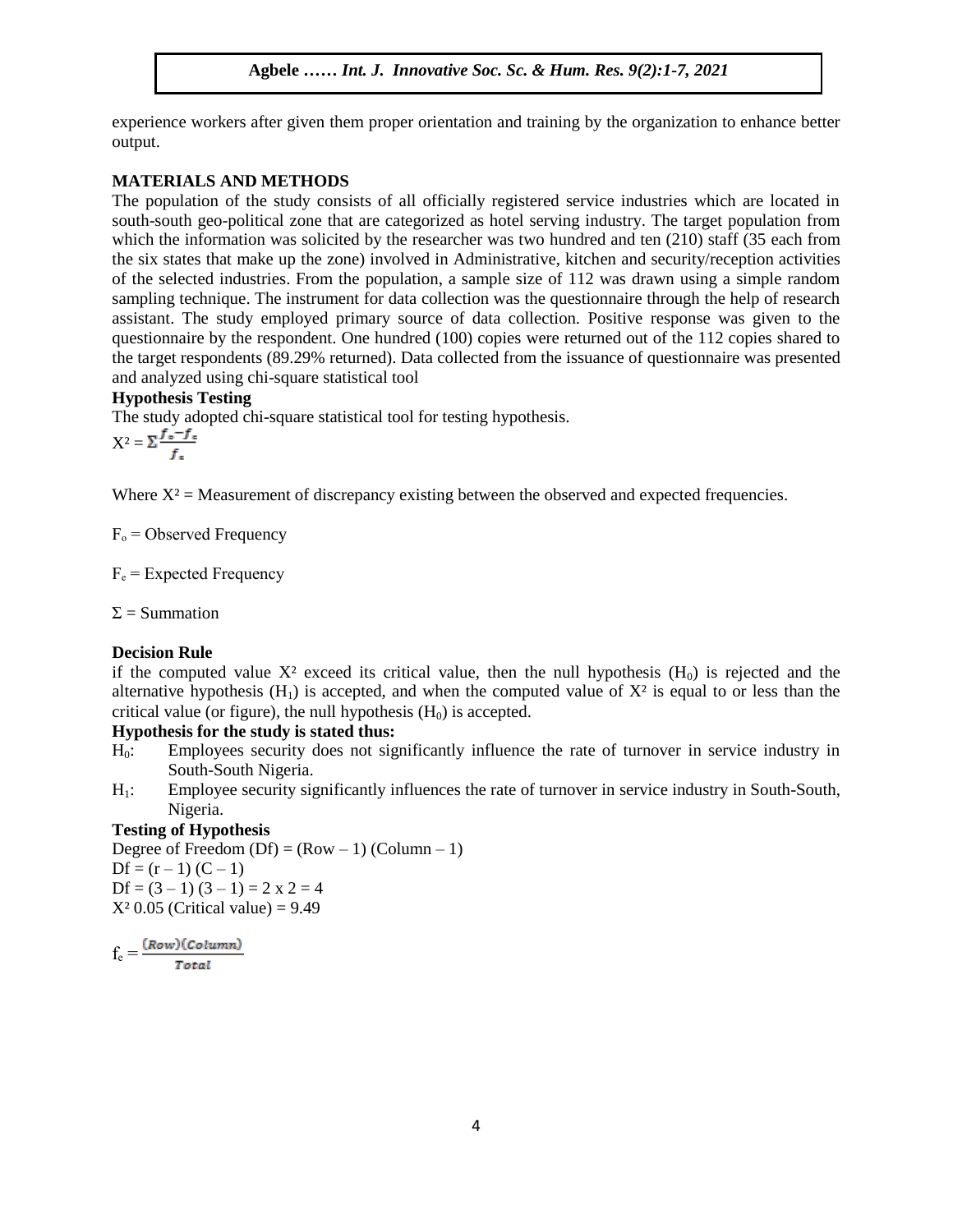experience workers after given them proper orientation and training by the organization to enhance better output.

## MATERIALS AND METHODS

The population of the study consists of all officially registered service industries which are located in south-south geo-political zone that are categorized as hotel serving industry. The target population from which the information was solicited by the researcher was two hundred and ten (210) staff (35 each from the six states that make up the zone) involved in Administrative, kitchen and security/reception activities of the selected industries. From the population, a sample size of 112 was drawn using a simple random sampling technique. The instrument for data collection was the questionnaire through the help of research assistant. The study employed primary source of data collection. Positive response was given to the questionnaire by the respondent. One hundred (100) copies were returned out of the 112 copies shared to the target respondents (89.29% returned). Data collected from the issuance of questionnaire was presented and analyzed using chi-square statistical tool

### Hypothesis Testing

The study adopted chi-square statistical tool for testing hypothesis.

$$X^2 = \Sigma \frac{f_o - f_e}{f_e}$$

Where $X^2$ = Measurement of discrepancy existing between the observed and expected frequencies.

$F_o$ = Observed Frequency

$F_e$ = Expected Frequency

$\Sigma$ = Summation

### Decision Rule

if the computed value $X^2$ exceed its critical value, then the null hypothesis ($H_0$) is rejected and the alternative hypothesis ($H_1$) is accepted, and when the computed value of $X^2$ is equal to or less than the critical value (or figure), the null hypothesis ($H_0$) is accepted.

### Hypothesis for the study is stated thus:

$H_0$: Employees security does not significantly influence the rate of turnover in service industry in South-South Nigeria.

$H_1$: Employee security significantly influences the rate of turnover in service industry in South-South, Nigeria.

### Testing of Hypothesis

Degree of Freedom (Df) = (Row – 1) (Column – 1)

Df = (r – 1) (C – 1)

Df = (3 – 1) (3 – 1) = 2 x 2 = 4

$X^2$ 0.05 (Critical value) = 9.49

$$f_e = \frac{(Row)(Column)}{Total}$$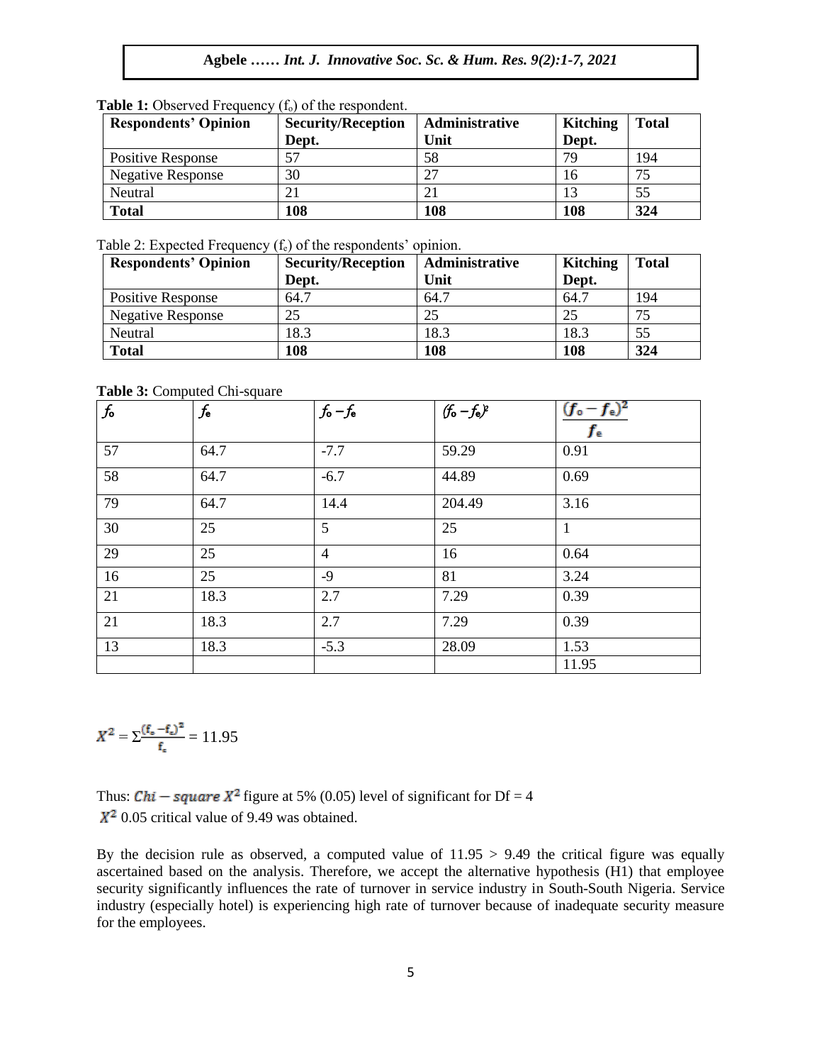**Table 1:** Observed Frequency ($f_o$) of the respondent.

| Respondents' Opinion | Security/Reception Dept. | Administrative Unit | Kitching Dept. | Total |
|---|---|---|---|---|
| Positive Response | 57 | 58 | 79 | 194 |
| Negative Response | 30 | 27 | 16 | 75 |
| Neutral | 21 | 21 | 13 | 55 |
| **Total** | **108** | **108** | **108** | **324** |

Table 2: Expected Frequency ($f_e$) of the respondents' opinion.

| Respondents' Opinion | Security/Reception Dept. | Administrative Unit | Kitching Dept. | Total |
|---|---|---|---|---|
| Positive Response | 64.7 | 64.7 | 64.7 | 194 |
| Negative Response | 25 | 25 | 25 | 75 |
| Neutral | 18.3 | 18.3 | 18.3 | 55 |
| **Total** | **108** | **108** | **108** | **324** |

**Table 3:** Computed Chi-square

| $f_o$ | $f_e$ | $f_o - f_e$ | $(f_o - f_e)^2$ | $\frac{(f_o - f_e)^2}{f_e}$ |
|---|---|---|---|---|
| 57 | 64.7 | -7.7 | 59.29 | 0.91 |
| 58 | 64.7 | -6.7 | 44.89 | 0.69 |
| 79 | 64.7 | 14.4 | 204.49 | 3.16 |
| 30 | 25 | 5 | 25 | 1 |
| 29 | 25 | 4 | 16 | 0.64 |
| 16 | 25 | -9 | 81 | 3.24 |
| 21 | 18.3 | 2.7 | 7.29 | 0.39 |
| 21 | 18.3 | 2.7 | 7.29 | 0.39 |
| 13 | 18.3 | -5.3 | 28.09 | 1.53 |
| | | | | 11.95 |

$$X^2 = \Sigma\frac{(f_o - f_e)^2}{f_e} = 11.95$$

Thus: $Chi - square\ X^2$ figure at 5% (0.05) level of significant for Df = 4

$X^2$ 0.05 critical value of 9.49 was obtained.

By the decision rule as observed, a computed value of 11.95 > 9.49 the critical figure was equally ascertained based on the analysis. Therefore, we accept the alternative hypothesis (H1) that employee security significantly influences the rate of turnover in service industry in South-South Nigeria. Service industry (especially hotel) is experiencing high rate of turnover because of inadequate security measure for the employees.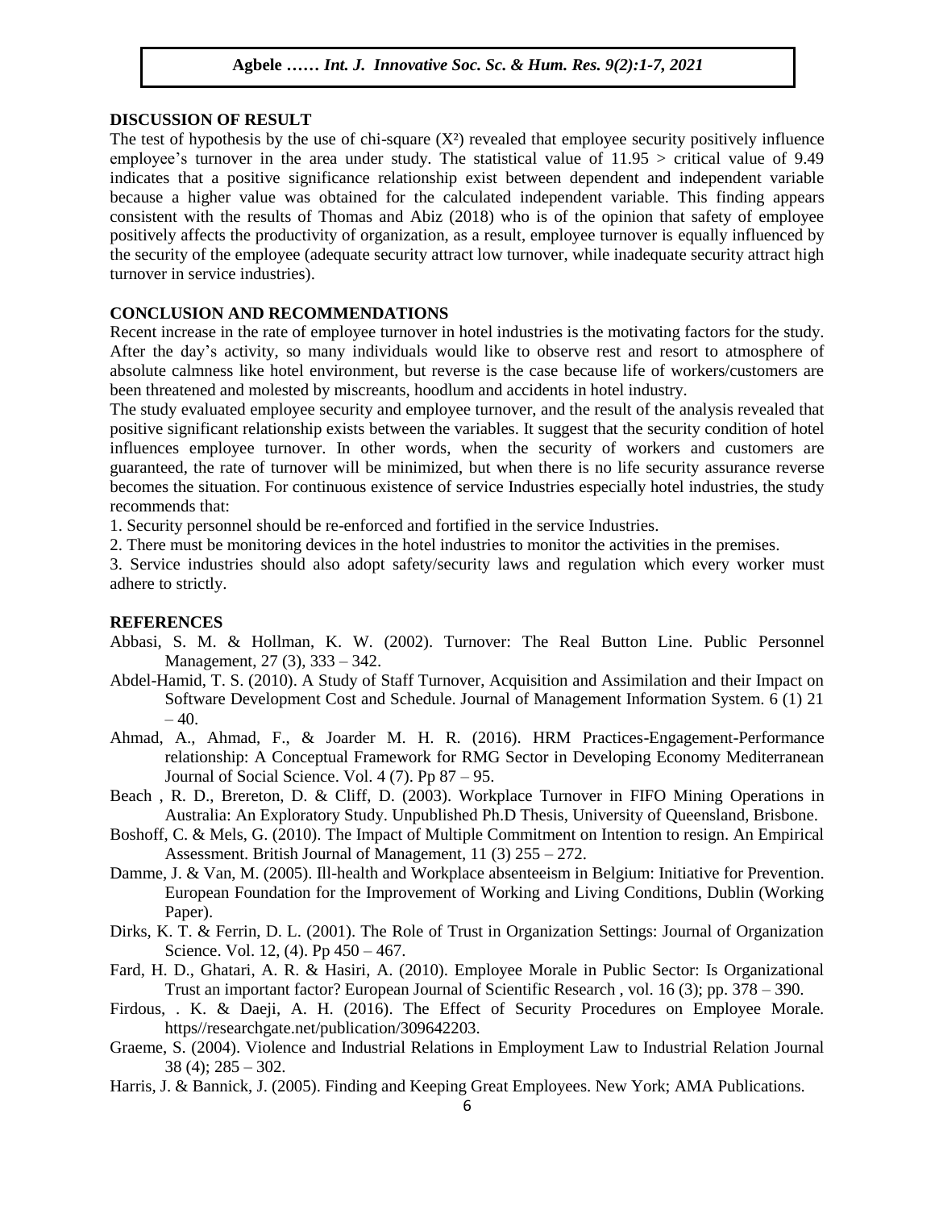## DISCUSSION OF RESULT

The test of hypothesis by the use of chi-square ($X^2$) revealed that employee security positively influence employee's turnover in the area under study. The statistical value of 11.95 > critical value of 9.49 indicates that a positive significance relationship exist between dependent and independent variable because a higher value was obtained for the calculated independent variable. This finding appears consistent with the results of Thomas and Abiz (2018) who is of the opinion that safety of employee positively affects the productivity of organization, as a result, employee turnover is equally influenced by the security of the employee (adequate security attract low turnover, while inadequate security attract high turnover in service industries).

## CONCLUSION AND RECOMMENDATIONS

Recent increase in the rate of employee turnover in hotel industries is the motivating factors for the study. After the day's activity, so many individuals would like to observe rest and resort to atmosphere of absolute calmness like hotel environment, but reverse is the case because life of workers/customers are been threatened and molested by miscreants, hoodlum and accidents in hotel industry.

The study evaluated employee security and employee turnover, and the result of the analysis revealed that positive significant relationship exists between the variables. It suggest that the security condition of hotel influences employee turnover. In other words, when the security of workers and customers are guaranteed, the rate of turnover will be minimized, but when there is no life security assurance reverse becomes the situation. For continuous existence of service Industries especially hotel industries, the study recommends that:

1. Security personnel should be re-enforced and fortified in the service Industries.
2. There must be monitoring devices in the hotel industries to monitor the activities in the premises.
3. Service industries should also adopt safety/security laws and regulation which every worker must adhere to strictly.

## REFERENCES

Abbasi, S. M. & Hollman, K. W. (2002). Turnover: The Real Button Line. Public Personnel Management, 27 (3), 333 – 342.

Abdel-Hamid, T. S. (2010). A Study of Staff Turnover, Acquisition and Assimilation and their Impact on Software Development Cost and Schedule. Journal of Management Information System. 6 (1) 21 – 40.

Ahmad, A., Ahmad, F., & Joarder M. H. R. (2016). HRM Practices-Engagement-Performance relationship: A Conceptual Framework for RMG Sector in Developing Economy Mediterranean Journal of Social Science. Vol. 4 (7). Pp 87 – 95.

Beach , R. D., Brereton, D. & Cliff, D. (2003). Workplace Turnover in FIFO Mining Operations in Australia: An Exploratory Study. Unpublished Ph.D Thesis, University of Queensland, Brisbone.

Boshoff, C. & Mels, G. (2010). The Impact of Multiple Commitment on Intention to resign. An Empirical Assessment. British Journal of Management, 11 (3) 255 – 272.

Damme, J. & Van, M. (2005). Ill-health and Workplace absenteeism in Belgium: Initiative for Prevention. European Foundation for the Improvement of Working and Living Conditions, Dublin (Working Paper).

Dirks, K. T. & Ferrin, D. L. (2001). The Role of Trust in Organization Settings: Journal of Organization Science. Vol. 12, (4). Pp 450 – 467.

Fard, H. D., Ghatari, A. R. & Hasiri, A. (2010). Employee Morale in Public Sector: Is Organizational Trust an important factor? European Journal of Scientific Research , vol. 16 (3); pp. 378 – 390.

Firdous, . K. & Daeji, A. H. (2016). The Effect of Security Procedures on Employee Morale. https//researchgate.net/publication/309642203.

Graeme, S. (2004). Violence and Industrial Relations in Employment Law to Industrial Relation Journal 38 (4); 285 – 302.

Harris, J. & Bannick, J. (2005). Finding and Keeping Great Employees. New York; AMA Publications.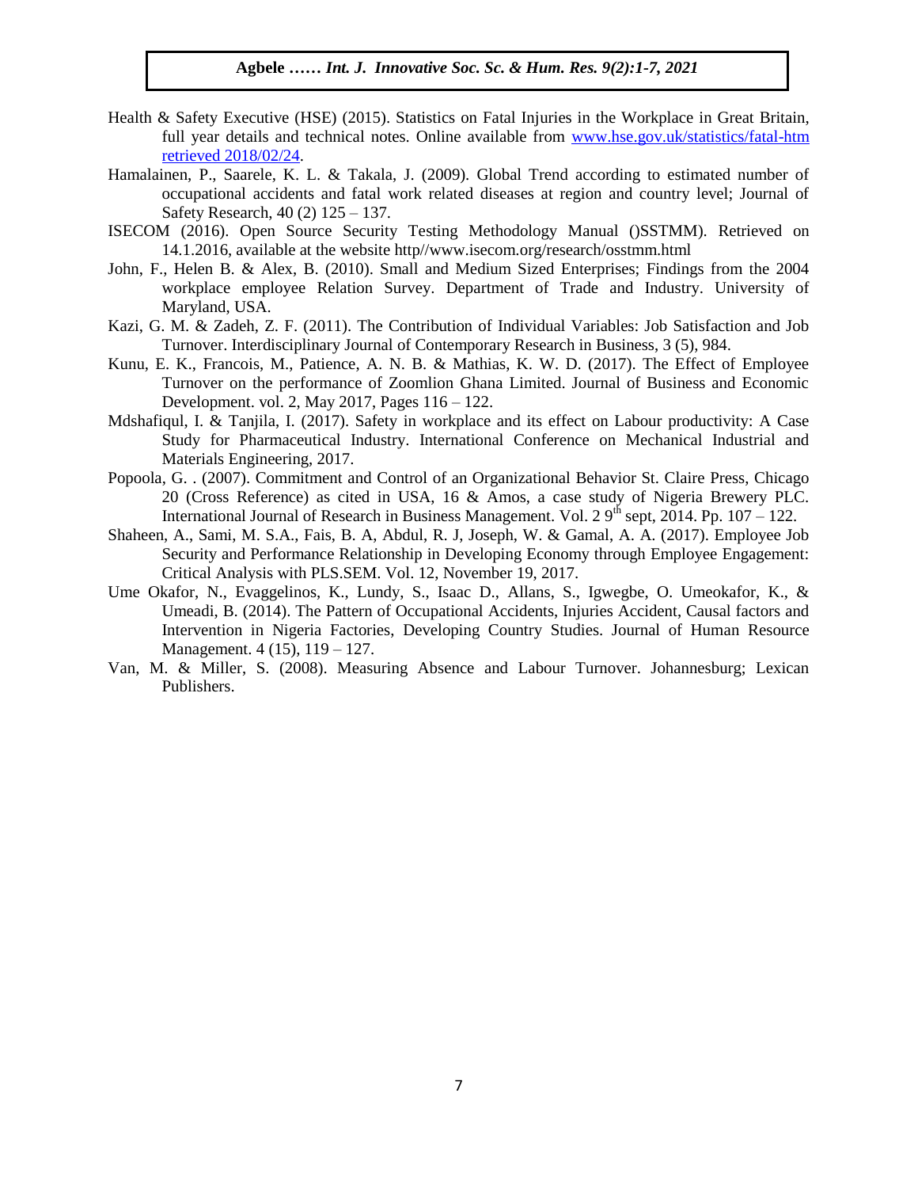Health & Safety Executive (HSE) (2015). Statistics on Fatal Injuries in the Workplace in Great Britain, full year details and technical notes. Online available from www.hse.gov.uk/statistics/fatal-htm retrieved 2018/02/24.

Hamalainen, P., Saarele, K. L. & Takala, J. (2009). Global Trend according to estimated number of occupational accidents and fatal work related diseases at region and country level; Journal of Safety Research, 40 (2) 125 – 137.

ISECOM (2016). Open Source Security Testing Methodology Manual ()SSTMM). Retrieved on 14.1.2016, available at the website http//www.isecom.org/research/osstmm.html

John, F., Helen B. & Alex, B. (2010). Small and Medium Sized Enterprises; Findings from the 2004 workplace employee Relation Survey. Department of Trade and Industry. University of Maryland, USA.

Kazi, G. M. & Zadeh, Z. F. (2011). The Contribution of Individual Variables: Job Satisfaction and Job Turnover. Interdisciplinary Journal of Contemporary Research in Business, 3 (5), 984.

Kunu, E. K., Francois, M., Patience, A. N. B. & Mathias, K. W. D. (2017). The Effect of Employee Turnover on the performance of Zoomlion Ghana Limited. Journal of Business and Economic Development. vol. 2, May 2017, Pages 116 – 122.

Mdshafiqul, I. & Tanjila, I. (2017). Safety in workplace and its effect on Labour productivity: A Case Study for Pharmaceutical Industry. International Conference on Mechanical Industrial and Materials Engineering, 2017.

Popoola, G. . (2007). Commitment and Control of an Organizational Behavior St. Claire Press, Chicago 20 (Cross Reference) as cited in USA, 16 & Amos, a case study of Nigeria Brewery PLC. International Journal of Research in Business Management. Vol. 2 9th sept, 2014. Pp. 107 – 122.

Shaheen, A., Sami, M. S.A., Fais, B. A, Abdul, R. J, Joseph, W. & Gamal, A. A. (2017). Employee Job Security and Performance Relationship in Developing Economy through Employee Engagement: Critical Analysis with PLS.SEM. Vol. 12, November 19, 2017.

Ume Okafor, N., Evaggelinos, K., Lundy, S., Isaac D., Allans, S., Igwegbe, O. Umeokafor, K., & Umeadi, B. (2014). The Pattern of Occupational Accidents, Injuries Accident, Causal factors and Intervention in Nigeria Factories, Developing Country Studies. Journal of Human Resource Management. 4 (15), 119 – 127.

Van, M. & Miller, S. (2008). Measuring Absence and Labour Turnover. Johannesburg; Lexican Publishers.